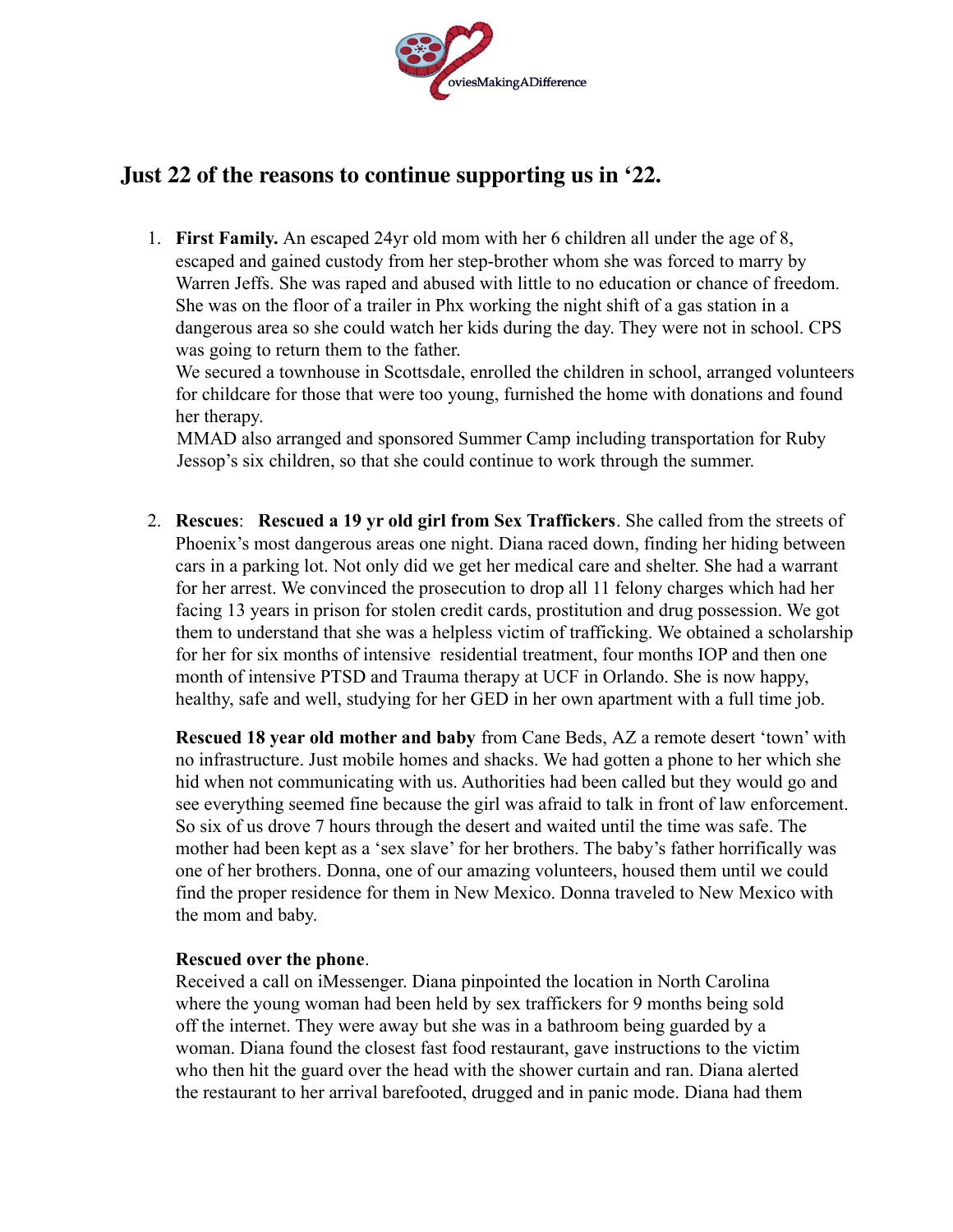# Just 22 of the reasons to continue supporting us in '22.

1. **First Family.** An escaped 24yr old mom with her 6 children all under the age of 8, escaped and gained custody from her step-brother whom she was forced to marry by Warren Jeffs. She was raped and abused with little to no education or chance of freedom. She was on the floor of a trailer in Phx working the night shift of a gas station in a dangerous area so she could watch her kids during the day. They were not in school. CPS was going to return them to the father.
   We secured a townhouse in Scottsdale, enrolled the children in school, arranged volunteers for childcare for those that were too young, furnished the home with donations and found her therapy.
   MMAD also arranged and sponsored Summer Camp including transportation for Ruby Jessop's six children, so that she could continue to work through the summer.

2. **Rescues**: **Rescued a 19 yr old girl from Sex Traffickers**. She called from the streets of Phoenix's most dangerous areas one night. Diana raced down, finding her hiding between cars in a parking lot. Not only did we get her medical care and shelter. She had a warrant for her arrest. We convinced the prosecution to drop all 11 felony charges which had her facing 13 years in prison for stolen credit cards, prostitution and drug possession. We got them to understand that she was a helpless victim of trafficking. We obtained a scholarship for her for six months of intensive residential treatment, four months IOP and then one month of intensive PTSD and Trauma therapy at UCF in Orlando. She is now happy, healthy, safe and well, studying for her GED in her own apartment with a full time job.

   **Rescued 18 year old mother and baby** from Cane Beds, AZ a remote desert 'town' with no infrastructure. Just mobile homes and shacks. We had gotten a phone to her which she hid when not communicating with us. Authorities had been called but they would go and see everything seemed fine because the girl was afraid to talk in front of law enforcement. So six of us drove 7 hours through the desert and waited until the time was safe. The mother had been kept as a 'sex slave' for her brothers. The baby's father horrifically was one of her brothers. Donna, one of our amazing volunteers, housed them until we could find the proper residence for them in New Mexico. Donna traveled to New Mexico with the mom and baby.

   **Rescued over the phone**.
   Received a call on iMessenger. Diana pinpointed the location in North Carolina where the young woman had been held by sex traffickers for 9 months being sold off the internet. They were away but she was in a bathroom being guarded by a woman. Diana found the closest fast food restaurant, gave instructions to the victim who then hit the guard over the head with the shower curtain and ran. Diana alerted the restaurant to her arrival barefooted, drugged and in panic mode. Diana had them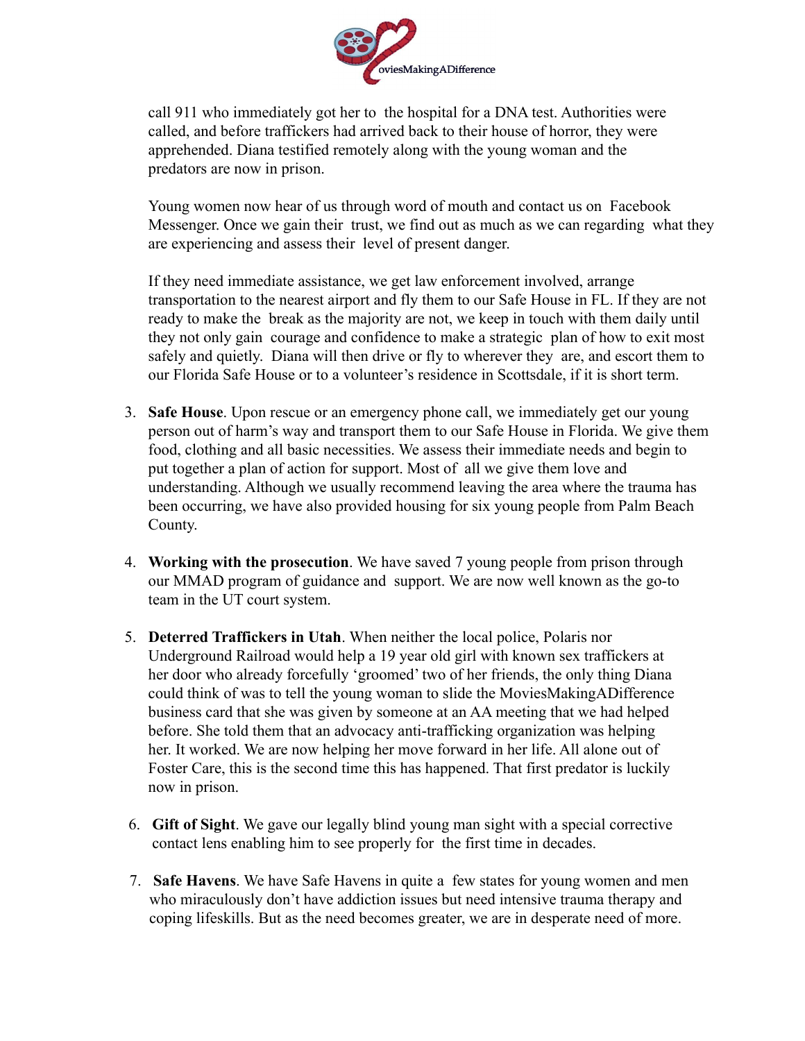call 911 who immediately got her to the hospital for a DNA test. Authorities were called, and before traffickers had arrived back to their house of horror, they were apprehended. Diana testified remotely along with the young woman and the predators are now in prison.

Young women now hear of us through word of mouth and contact us on Facebook Messenger. Once we gain their trust, we find out as much as we can regarding what they are experiencing and assess their level of present danger.

If they need immediate assistance, we get law enforcement involved, arrange transportation to the nearest airport and fly them to our Safe House in FL. If they are not ready to make the break as the majority are not, we keep in touch with them daily until they not only gain courage and confidence to make a strategic plan of how to exit most safely and quietly. Diana will then drive or fly to wherever they are, and escort them to our Florida Safe House or to a volunteer's residence in Scottsdale, if it is short term.

3. **Safe House**. Upon rescue or an emergency phone call, we immediately get our young person out of harm's way and transport them to our Safe House in Florida. We give them food, clothing and all basic necessities. We assess their immediate needs and begin to put together a plan of action for support. Most of all we give them love and understanding. Although we usually recommend leaving the area where the trauma has been occurring, we have also provided housing for six young people from Palm Beach County.

4. **Working with the prosecution**. We have saved 7 young people from prison through our MMAD program of guidance and support. We are now well known as the go-to team in the UT court system.

5. **Deterred Traffickers in Utah**. When neither the local police, Polaris nor Underground Railroad would help a 19 year old girl with known sex traffickers at her door who already forcefully 'groomed' two of her friends, the only thing Diana could think of was to tell the young woman to slide the MoviesMakingADifference business card that she was given by someone at an AA meeting that we had helped before. She told them that an advocacy anti-trafficking organization was helping her. It worked. We are now helping her move forward in her life. All alone out of Foster Care, this is the second time this has happened. That first predator is luckily now in prison.

6. **Gift of Sight**. We gave our legally blind young man sight with a special corrective contact lens enabling him to see properly for the first time in decades.

7. **Safe Havens**. We have Safe Havens in quite a few states for young women and men who miraculously don't have addiction issues but need intensive trauma therapy and coping lifeskills. But as the need becomes greater, we are in desperate need of more.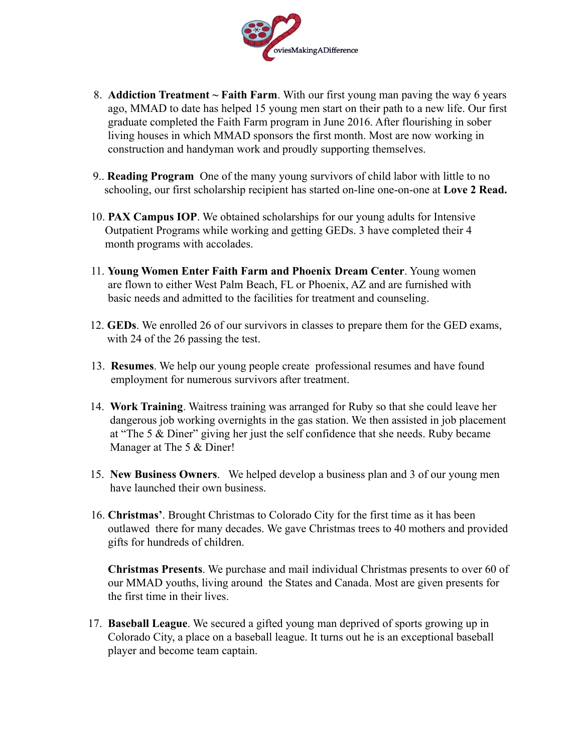8. **Addiction Treatment ~ Faith Farm**. With our first young man paving the way 6 years ago, MMAD to date has helped 15 young men start on their path to a new life. Our first graduate completed the Faith Farm program in June 2016. After flourishing in sober living houses in which MMAD sponsors the first month. Most are now working in construction and handyman work and proudly supporting themselves.

9.. **Reading Program** One of the many young survivors of child labor with little to no schooling, our first scholarship recipient has started on-line one-on-one at **Love 2 Read.**

10. **PAX Campus IOP**. We obtained scholarships for our young adults for Intensive Outpatient Programs while working and getting GEDs. 3 have completed their 4 month programs with accolades.

11. **Young Women Enter Faith Farm and Phoenix Dream Center**. Young women are flown to either West Palm Beach, FL or Phoenix, AZ and are furnished with basic needs and admitted to the facilities for treatment and counseling.

12. **GEDs**. We enrolled 26 of our survivors in classes to prepare them for the GED exams, with 24 of the 26 passing the test.

13. **Resumes**. We help our young people create professional resumes and have found employment for numerous survivors after treatment.

14. **Work Training**. Waitress training was arranged for Ruby so that she could leave her dangerous job working overnights in the gas station. We then assisted in job placement at "The 5 & Diner" giving her just the self confidence that she needs. Ruby became Manager at The 5 & Diner!

15. **New Business Owners**. We helped develop a business plan and 3 of our young men have launched their own business.

16. **Christmas'**. Brought Christmas to Colorado City for the first time as it has been outlawed there for many decades. We gave Christmas trees to 40 mothers and provided gifts for hundreds of children.

    **Christmas Presents**. We purchase and mail individual Christmas presents to over 60 of our MMAD youths, living around the States and Canada. Most are given presents for the first time in their lives.

17. **Baseball League**. We secured a gifted young man deprived of sports growing up in Colorado City, a place on a baseball league. It turns out he is an exceptional baseball player and become team captain.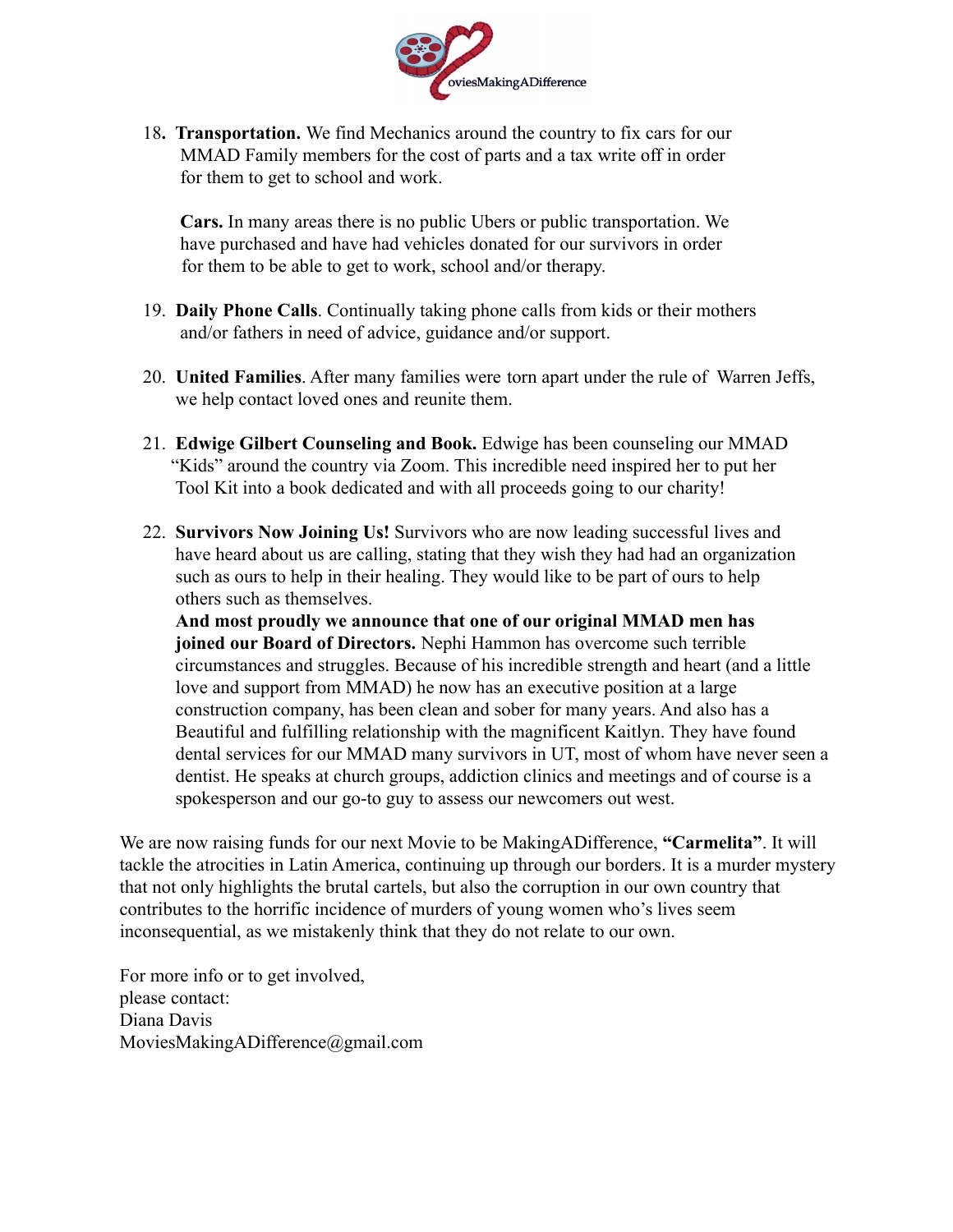18. **Transportation.** We find Mechanics around the country to fix cars for our MMAD Family members for the cost of parts and a tax write off in order for them to get to school and work.

    **Cars.** In many areas there is no public Ubers or public transportation. We have purchased and have had vehicles donated for our survivors in order for them to be able to get to work, school and/or therapy.

19. **Daily Phone Calls**. Continually taking phone calls from kids or their mothers and/or fathers in need of advice, guidance and/or support.

20. **United Families**. After many families were torn apart under the rule of Warren Jeffs, we help contact loved ones and reunite them.

21. **Edwige Gilbert Counseling and Book.** Edwige has been counseling our MMAD "Kids" around the country via Zoom. This incredible need inspired her to put her Tool Kit into a book dedicated and with all proceeds going to our charity!

22. **Survivors Now Joining Us!** Survivors who are now leading successful lives and have heard about us are calling, stating that they wish they had had an organization such as ours to help in their healing. They would like to be part of ours to help others such as themselves.
    **And most proudly we announce that one of our original MMAD men has joined our Board of Directors.** Nephi Hammon has overcome such terrible circumstances and struggles. Because of his incredible strength and heart (and a little love and support from MMAD) he now has an executive position at a large construction company, has been clean and sober for many years. And also has a Beautiful and fulfilling relationship with the magnificent Kaitlyn. They have found dental services for our MMAD many survivors in UT, most of whom have never seen a dentist. He speaks at church groups, addiction clinics and meetings and of course is a spokesperson and our go-to guy to assess our newcomers out west.

We are now raising funds for our next Movie to be MakingADifference, **"Carmelita"**. It will tackle the atrocities in Latin America, continuing up through our borders. It is a murder mystery that not only highlights the brutal cartels, but also the corruption in our own country that contributes to the horrific incidence of murders of young women who's lives seem inconsequential, as we mistakenly think that they do not relate to our own.

For more info or to get involved,
please contact:
Diana Davis
MoviesMakingADifference@gmail.com